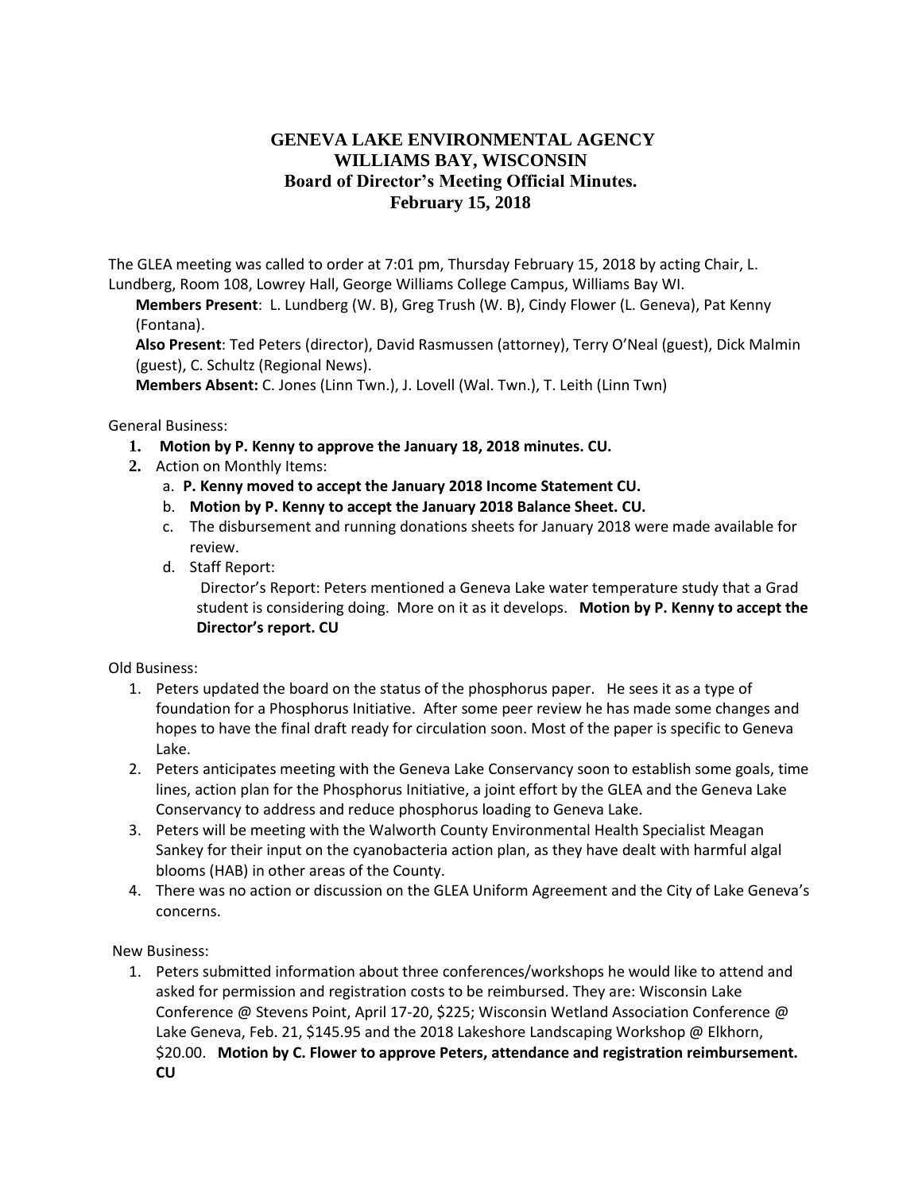# GENEVA LAKE ENVIRONMENTAL AGENCY
## WILLIAMS BAY, WISCONSIN
## Board of Director's Meeting Official Minutes.
## February 15, 2018

The GLEA meeting was called to order at 7:01 pm, Thursday February 15, 2018 by acting Chair, L. Lundberg, Room 108, Lowrey Hall, George Williams College Campus, Williams Bay WI.

**Members Present**: L. Lundberg (W. B), Greg Trush (W. B), Cindy Flower (L. Geneva), Pat Kenny (Fontana).

**Also Present**: Ted Peters (director), David Rasmussen (attorney), Terry O'Neal (guest), Dick Malmin (guest), C. Schultz (Regional News).

**Members Absent:** C. Jones (Linn Twn.), J. Lovell (Wal. Twn.), T. Leith (Linn Twn)

General Business:

1. **Motion by P. Kenny to approve the January 18, 2018 minutes. CU.**
2. Action on Monthly Items:
   a. **P. Kenny moved to accept the January 2018 Income Statement CU.**
   b. **Motion by P. Kenny to accept the January 2018 Balance Sheet. CU.**
   c. The disbursement and running donations sheets for January 2018 were made available for review.
   d. Staff Report:
      Director's Report: Peters mentioned a Geneva Lake water temperature study that a Grad student is considering doing. More on it as it develops. **Motion by P. Kenny to accept the Director's report. CU**

Old Business:

1. Peters updated the board on the status of the phosphorus paper. He sees it as a type of foundation for a Phosphorus Initiative. After some peer review he has made some changes and hopes to have the final draft ready for circulation soon. Most of the paper is specific to Geneva Lake.
2. Peters anticipates meeting with the Geneva Lake Conservancy soon to establish some goals, time lines, action plan for the Phosphorus Initiative, a joint effort by the GLEA and the Geneva Lake Conservancy to address and reduce phosphorus loading to Geneva Lake.
3. Peters will be meeting with the Walworth County Environmental Health Specialist Meagan Sankey for their input on the cyanobacteria action plan, as they have dealt with harmful algal blooms (HAB) in other areas of the County.
4. There was no action or discussion on the GLEA Uniform Agreement and the City of Lake Geneva's concerns.

New Business:

1. Peters submitted information about three conferences/workshops he would like to attend and asked for permission and registration costs to be reimbursed. They are: Wisconsin Lake Conference @ Stevens Point, April 17-20, $225; Wisconsin Wetland Association Conference @ Lake Geneva, Feb. 21, $145.95 and the 2018 Lakeshore Landscaping Workshop @ Elkhorn, $20.00. **Motion by C. Flower to approve Peters, attendance and registration reimbursement. CU**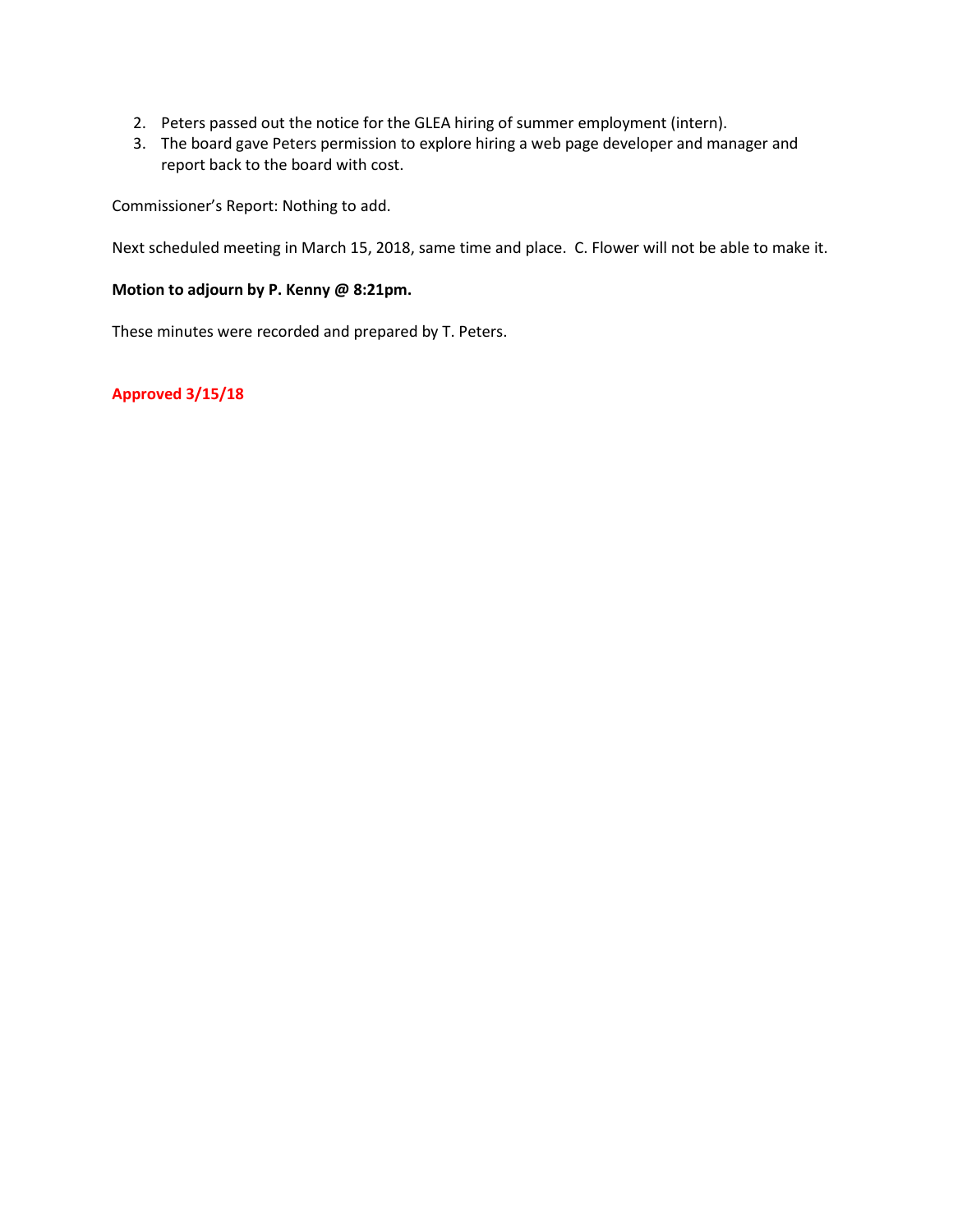2. Peters passed out the notice for the GLEA hiring of summer employment (intern).
3. The board gave Peters permission to explore hiring a web page developer and manager and report back to the board with cost.

Commissioner's Report: Nothing to add.

Next scheduled meeting in March 15, 2018, same time and place.  C. Flower will not be able to make it.

**Motion to adjourn by P. Kenny @ 8:21pm.**

These minutes were recorded and prepared by T. Peters.

**Approved 3/15/18**